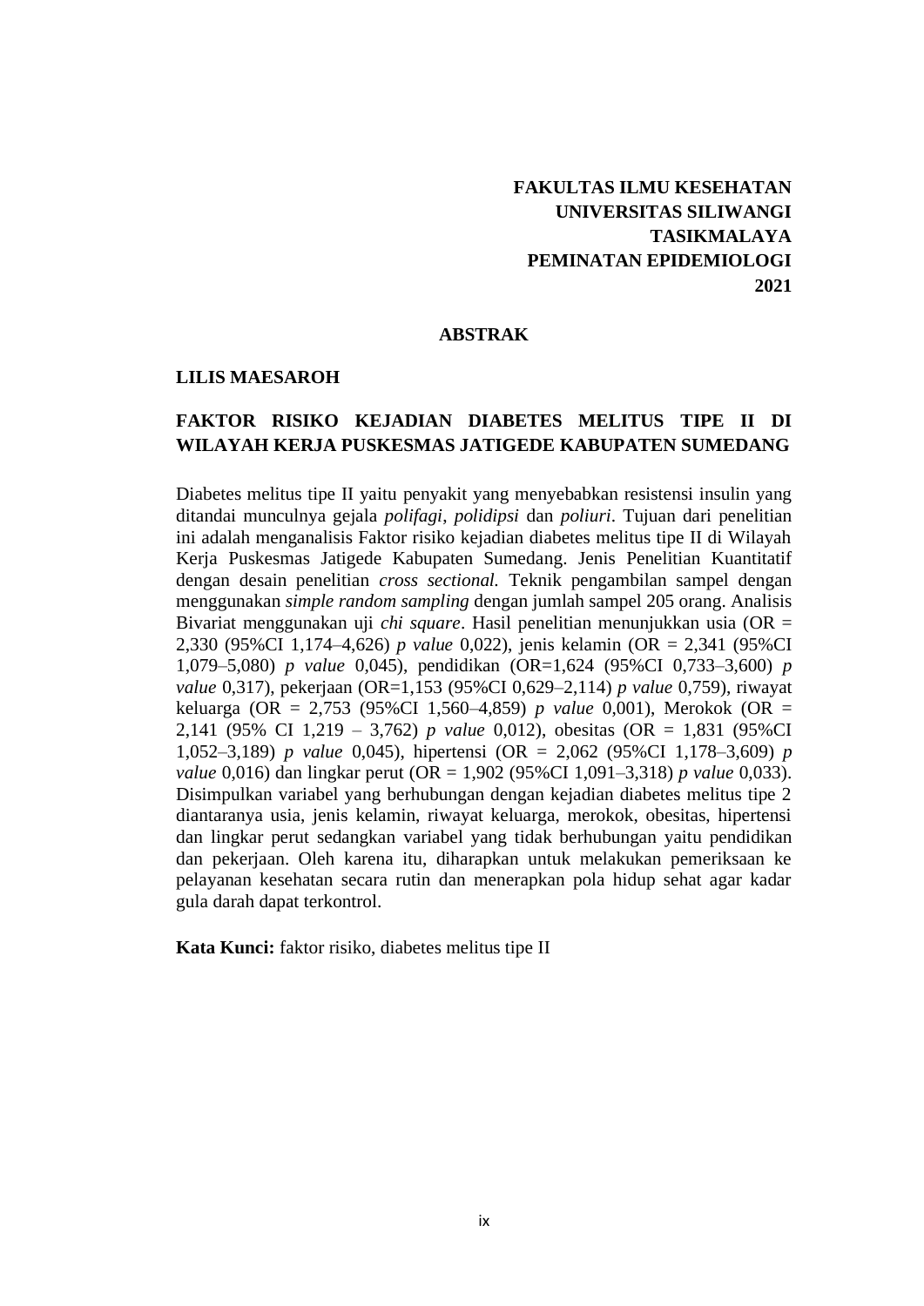**FAKULTAS ILMU KESEHATAN**
**UNIVERSITAS SILIWANGI**
**TASIKMALAYA**
**PEMINATAN EPIDEMIOLOGI**
**2021**

## ABSTRAK

**LILIS MAESAROH**

**FAKTOR RISIKO KEJADIAN DIABETES MELITUS TIPE II DI WILAYAH KERJA PUSKESMAS JATIGEDE KABUPATEN SUMEDANG**

Diabetes melitus tipe II yaitu penyakit yang menyebabkan resistensi insulin yang ditandai munculnya gejala *polifagi*, *polidipsi* dan *poliuri*. Tujuan dari penelitian ini adalah menganalisis Faktor risiko kejadian diabetes melitus tipe II di Wilayah Kerja Puskesmas Jatigede Kabupaten Sumedang. Jenis Penelitian Kuantitatif dengan desain penelitian *cross sectional.* Teknik pengambilan sampel dengan menggunakan *simple random sampling* dengan jumlah sampel 205 orang. Analisis Bivariat menggunakan uji *chi square*. Hasil penelitian menunjukkan usia (OR = 2,330 (95%CI 1,174–4,626) *p value* 0,022), jenis kelamin (OR = 2,341 (95%CI 1,079–5,080) *p value* 0,045), pendidikan (OR=1,624 (95%CI 0,733–3,600) *p value* 0,317), pekerjaan (OR=1,153 (95%CI 0,629–2,114) *p value* 0,759), riwayat keluarga (OR = 2,753 (95%CI 1,560–4,859) *p value* 0,001), Merokok (OR = 2,141 (95% CI 1,219 – 3,762) *p value* 0,012), obesitas (OR = 1,831 (95%CI 1,052–3,189) *p value* 0,045), hipertensi (OR = 2,062 (95%CI 1,178–3,609) *p value* 0,016) dan lingkar perut (OR = 1,902 (95%CI 1,091–3,318) *p value* 0,033). Disimpulkan variabel yang berhubungan dengan kejadian diabetes melitus tipe 2 diantaranya usia, jenis kelamin, riwayat keluarga, merokok, obesitas, hipertensi dan lingkar perut sedangkan variabel yang tidak berhubungan yaitu pendidikan dan pekerjaan. Oleh karena itu, diharapkan untuk melakukan pemeriksaan ke pelayanan kesehatan secara rutin dan menerapkan pola hidup sehat agar kadar gula darah dapat terkontrol.

**Kata Kunci:** faktor risiko, diabetes melitus tipe II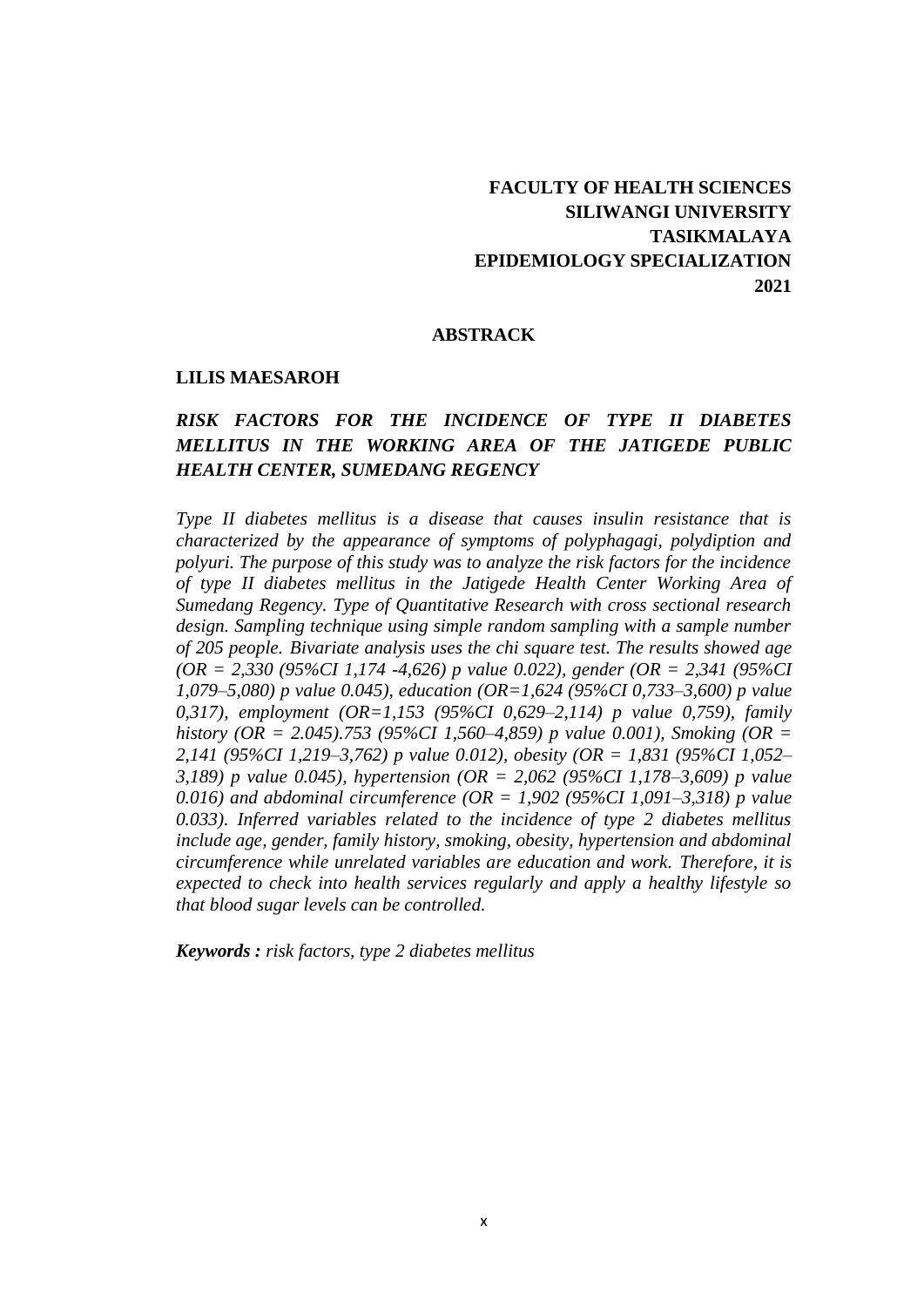**FACULTY OF HEALTH SCIENCES**
**SILIWANGI UNIVERSITY**
**TASIKMALAYA**
**EPIDEMIOLOGY SPECIALIZATION**
**2021**

## ABSTRACK

**LILIS MAESAROH**

***RISK FACTORS FOR THE INCIDENCE OF TYPE II DIABETES MELLITUS IN THE WORKING AREA OF THE JATIGEDE PUBLIC HEALTH CENTER, SUMEDANG REGENCY***

*Type II diabetes mellitus is a disease that causes insulin resistance that is characterized by the appearance of symptoms of polyphagagi, polydiption and polyuri. The purpose of this study was to analyze the risk factors for the incidence of type II diabetes mellitus in the Jatigede Health Center Working Area of Sumedang Regency. Type of Quantitative Research with cross sectional research design. Sampling technique using simple random sampling with a sample number of 205 people. Bivariate analysis uses the chi square test. The results showed age (OR = 2,330 (95%CI 1,174 -4,626) p value 0.022), gender (OR = 2,341 (95%CI 1,079–5,080) p value 0.045), education (OR=1,624 (95%CI 0,733–3,600) p value 0,317), employment (OR=1,153 (95%CI 0,629–2,114) p value 0,759), family history (OR = 2.045).753 (95%CI 1,560–4,859) p value 0.001), Smoking (OR = 2,141 (95%CI 1,219–3,762) p value 0.012), obesity (OR = 1,831 (95%CI 1,052–3,189) p value 0.045), hypertension (OR = 2,062 (95%CI 1,178–3,609) p value 0.016) and abdominal circumference (OR = 1,902 (95%CI 1,091–3,318) p value 0.033). Inferred variables related to the incidence of type 2 diabetes mellitus include age, gender, family history, smoking, obesity, hypertension and abdominal circumference while unrelated variables are education and work. Therefore, it is expected to check into health services regularly and apply a healthy lifestyle so that blood sugar levels can be controlled.*

***Keywords :*** *risk factors, type 2 diabetes mellitus*